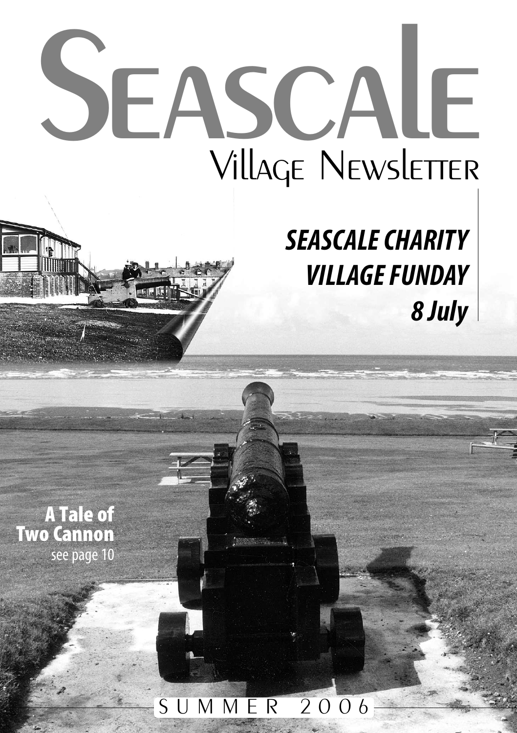# Seascale

## Village Newsletter

**_SEASCALE CHARITY VILLAGE FUNDAY_**
**_8 July_**

**A Tale of Two Cannon**
see page 10

SUMMER 2006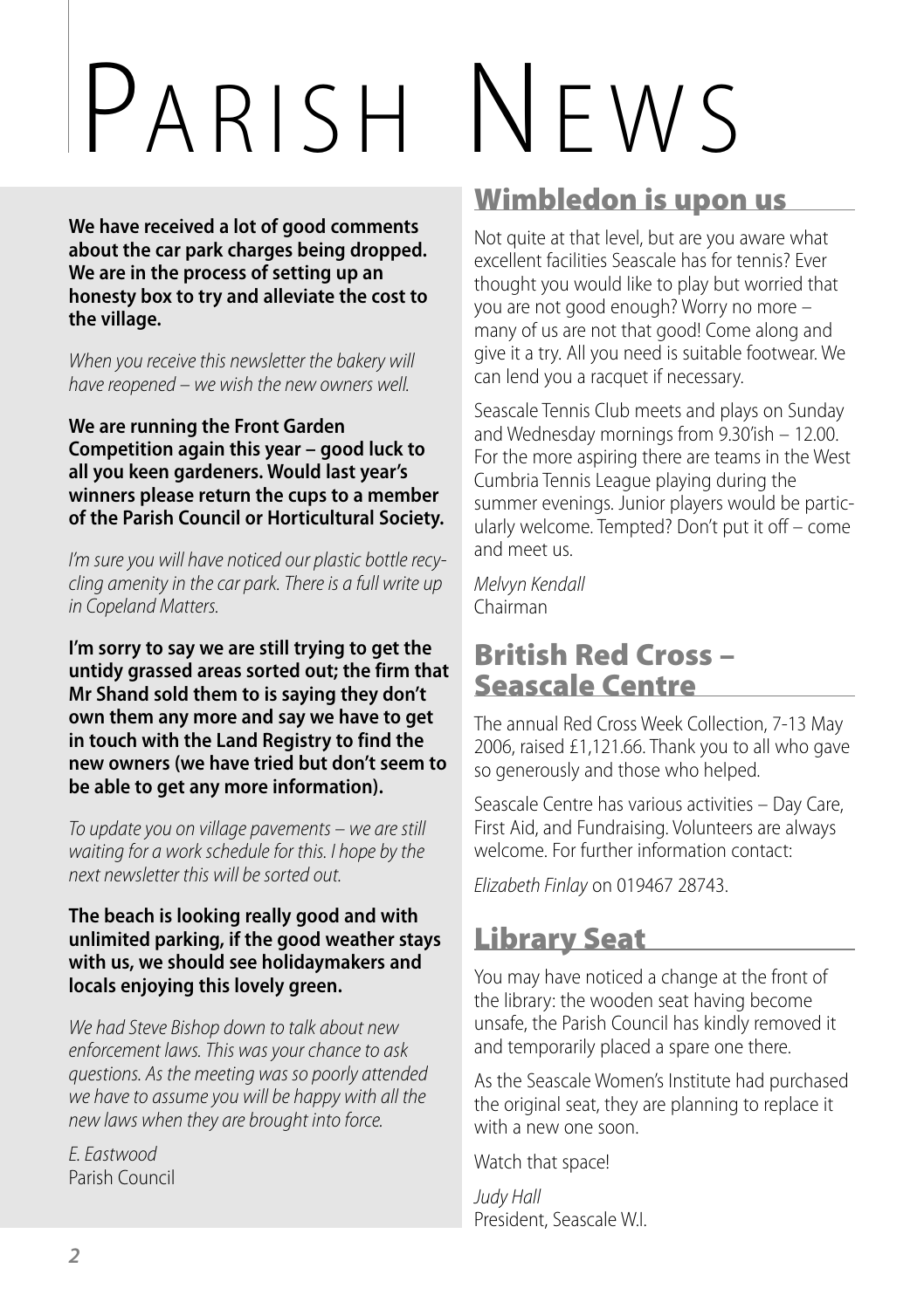# Parish News

**We have received a lot of good comments about the car park charges being dropped. We are in the process of setting up an honesty box to try and alleviate the cost to the village.**

*When you receive this newsletter the bakery will have reopened – we wish the new owners well.*

**We are running the Front Garden Competition again this year – good luck to all you keen gardeners. Would last year's winners please return the cups to a member of the Parish Council or Horticultural Society.**

*I'm sure you will have noticed our plastic bottle recycling amenity in the car park. There is a full write up in Copeland Matters.*

**I'm sorry to say we are still trying to get the untidy grassed areas sorted out; the firm that Mr Shand sold them to is saying they don't own them any more and say we have to get in touch with the Land Registry to find the new owners (we have tried but don't seem to be able to get any more information).**

*To update you on village pavements – we are still waiting for a work schedule for this. I hope by the next newsletter this will be sorted out.*

**The beach is looking really good and with unlimited parking, if the good weather stays with us, we should see holidaymakers and locals enjoying this lovely green.**

*We had Steve Bishop down to talk about new enforcement laws. This was your chance to ask questions. As the meeting was so poorly attended we have to assume you will be happy with all the new laws when they are brought into force.*

*E. Eastwood*
Parish Council

## Wimbledon is upon us

Not quite at that level, but are you aware what excellent facilities Seascale has for tennis? Ever thought you would like to play but worried that you are not good enough? Worry no more – many of us are not that good! Come along and give it a try. All you need is suitable footwear. We can lend you a racquet if necessary.

Seascale Tennis Club meets and plays on Sunday and Wednesday mornings from 9.30'ish – 12.00. For the more aspiring there are teams in the West Cumbria Tennis League playing during the summer evenings. Junior players would be particularly welcome. Tempted? Don't put it off – come and meet us.

*Melvyn Kendall*
Chairman

## British Red Cross – Seascale Centre

The annual Red Cross Week Collection, 7-13 May 2006, raised £1,121.66. Thank you to all who gave so generously and those who helped.

Seascale Centre has various activities – Day Care, First Aid, and Fundraising. Volunteers are always welcome. For further information contact:

*Elizabeth Finlay* on 019467 28743.

## Library Seat

You may have noticed a change at the front of the library: the wooden seat having become unsafe, the Parish Council has kindly removed it and temporarily placed a spare one there.

As the Seascale Women's Institute had purchased the original seat, they are planning to replace it with a new one soon.

Watch that space!

*Judy Hall*
President, Seascale W.I.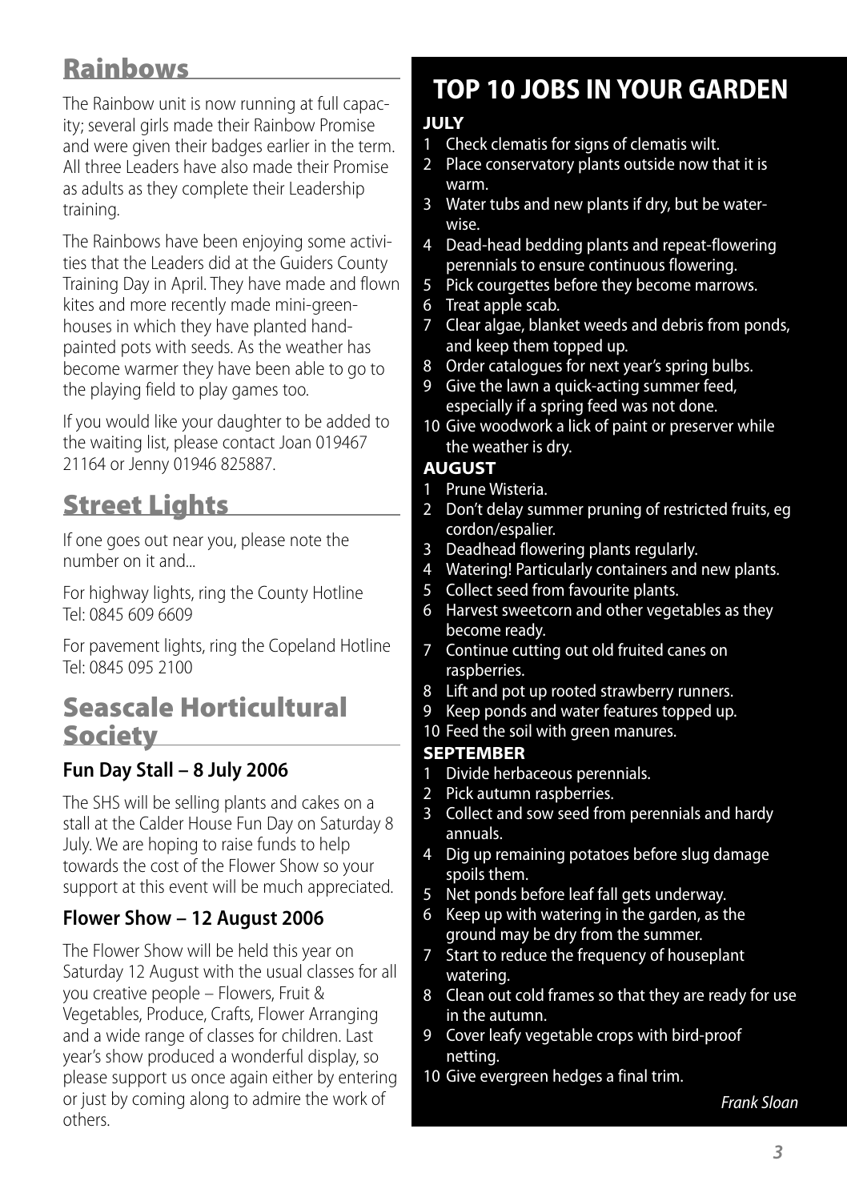## Rainbows

The Rainbow unit is now running at full capacity; several girls made their Rainbow Promise and were given their badges earlier in the term. All three Leaders have also made their Promise as adults as they complete their Leadership training.

The Rainbows have been enjoying some activities that the Leaders did at the Guiders County Training Day in April. They have made and flown kites and more recently made mini-greenhouses in which they have planted hand-painted pots with seeds. As the weather has become warmer they have been able to go to the playing field to play games too.

If you would like your daughter to be added to the waiting list, please contact Joan 019467 21164 or Jenny 01946 825887.

## Street Lights

If one goes out near you, please note the number on it and...

For highway lights, ring the County Hotline Tel: 0845 609 6609

For pavement lights, ring the Copeland Hotline Tel: 0845 095 2100

## Seascale Horticultural Society

### Fun Day Stall – 8 July 2006

The SHS will be selling plants and cakes on a stall at the Calder House Fun Day on Saturday 8 July. We are hoping to raise funds to help towards the cost of the Flower Show so your support at this event will be much appreciated.

### Flower Show – 12 August 2006

The Flower Show will be held this year on Saturday 12 August with the usual classes for all you creative people – Flowers, Fruit & Vegetables, Produce, Crafts, Flower Arranging and a wide range of classes for children. Last year's show produced a wonderful display, so please support us once again either by entering or just by coming along to admire the work of others.

## TOP 10 JOBS IN YOUR GARDEN

### JULY

1. Check clematis for signs of clematis wilt.
2. Place conservatory plants outside now that it is warm.
3. Water tubs and new plants if dry, but be water-wise.
4. Dead-head bedding plants and repeat-flowering perennials to ensure continuous flowering.
5. Pick courgettes before they become marrows.
6. Treat apple scab.
7. Clear algae, blanket weeds and debris from ponds, and keep them topped up.
8. Order catalogues for next year's spring bulbs.
9. Give the lawn a quick-acting summer feed, especially if a spring feed was not done.
10. Give woodwork a lick of paint or preserver while the weather is dry.

### AUGUST

1. Prune Wisteria.
2. Don't delay summer pruning of restricted fruits, eg cordon/espalier.
3. Deadhead flowering plants regularly.
4. Watering! Particularly containers and new plants.
5. Collect seed from favourite plants.
6. Harvest sweetcorn and other vegetables as they become ready.
7. Continue cutting out old fruited canes on raspberries.
8. Lift and pot up rooted strawberry runners.
9. Keep ponds and water features topped up.
10. Feed the soil with green manures.

### SEPTEMBER

1. Divide herbaceous perennials.
2. Pick autumn raspberries.
3. Collect and sow seed from perennials and hardy annuals.
4. Dig up remaining potatoes before slug damage spoils them.
5. Net ponds before leaf fall gets underway.
6. Keep up with watering in the garden, as the ground may be dry from the summer.
7. Start to reduce the frequency of houseplant watering.
8. Clean out cold frames so that they are ready for use in the autumn.
9. Cover leafy vegetable crops with bird-proof netting.
10. Give evergreen hedges a final trim.

*Frank Sloan*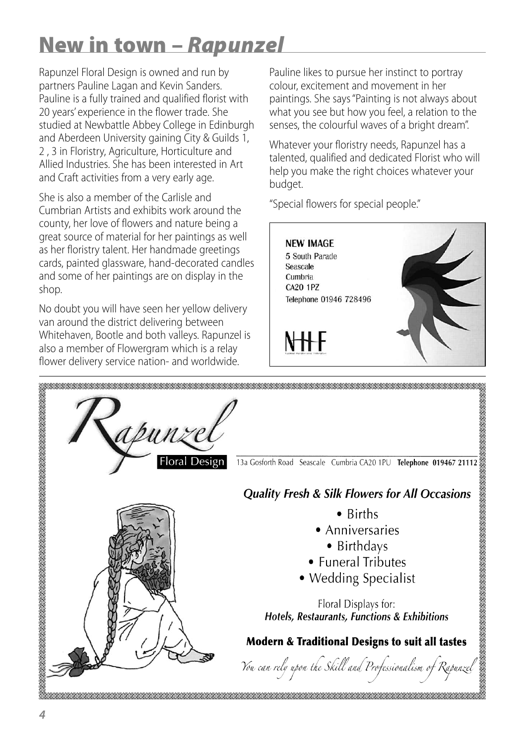# New in town – *Rapunzel*

Rapunzel Floral Design is owned and run by partners Pauline Lagan and Kevin Sanders. Pauline is a fully trained and qualified florist with 20 years' experience in the flower trade. She studied at Newbattle Abbey College in Edinburgh and Aberdeen University gaining City & Guilds 1, 2 , 3 in Floristry, Agriculture, Horticulture and Allied Industries. She has been interested in Art and Craft activities from a very early age.

She is also a member of the Carlisle and Cumbrian Artists and exhibits work around the county, her love of flowers and nature being a great source of material for her paintings as well as her floristry talent. Her handmade greetings cards, painted glassware, hand-decorated candles and some of her paintings are on display in the shop.

No doubt you will have seen her yellow delivery van around the district delivering between Whitehaven, Bootle and both valleys. Rapunzel is also a member of Flowergram which is a relay flower delivery service nation- and worldwide.

Pauline likes to pursue her instinct to portray colour, excitement and movement in her paintings. She says "Painting is not always about what you see but how you feel, a relation to the senses, the colourful waves of a bright dream".

Whatever your floristry needs, Rapunzel has a talented, qualified and dedicated Florist who will help you make the right choices whatever your budget.

"Special flowers for special people."

**NEW IMAGE**
5 South Parade
Seascale
Cumbria
CA20 1PZ
Telephone 01946 728496

NHF

---

*Rapunzel*
Floral Design

13a Gosforth Road Seascale Cumbria CA20 1PU **Telephone 019467 21112**

***Quality Fresh & Silk Flowers for All Occasions***

- Births
- Anniversaries
- Birthdays
- Funeral Tributes
- Wedding Specialist

Floral Displays for:
***Hotels, Restaurants, Functions & Exhibitions***

**Modern & Traditional Designs to suit all tastes**

*You can rely upon the Skill and Professionalism of Rapunzel*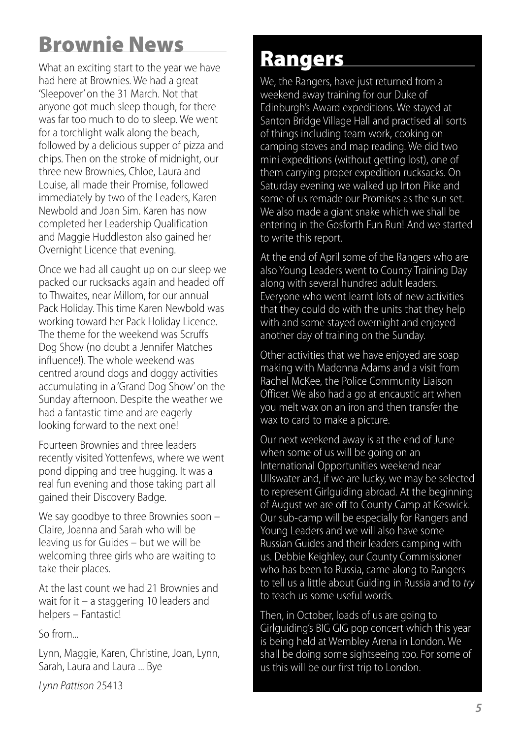# Brownie News

What an exciting start to the year we have had here at Brownies. We had a great 'Sleepover' on the 31 March. Not that anyone got much sleep though, for there was far too much to do to sleep. We went for a torchlight walk along the beach, followed by a delicious supper of pizza and chips. Then on the stroke of midnight, our three new Brownies, Chloe, Laura and Louise, all made their Promise, followed immediately by two of the Leaders, Karen Newbold and Joan Sim. Karen has now completed her Leadership Qualification and Maggie Huddleston also gained her Overnight Licence that evening.

Once we had all caught up on our sleep we packed our rucksacks again and headed off to Thwaites, near Millom, for our annual Pack Holiday. This time Karen Newbold was working toward her Pack Holiday Licence. The theme for the weekend was Scruffs Dog Show (no doubt a Jennifer Matches influence!). The whole weekend was centred around dogs and doggy activities accumulating in a 'Grand Dog Show' on the Sunday afternoon. Despite the weather we had a fantastic time and are eagerly looking forward to the next one!

Fourteen Brownies and three leaders recently visited Yottenfews, where we went pond dipping and tree hugging. It was a real fun evening and those taking part all gained their Discovery Badge.

We say goodbye to three Brownies soon – Claire, Joanna and Sarah who will be leaving us for Guides – but we will be welcoming three girls who are waiting to take their places.

At the last count we had 21 Brownies and wait for it – a staggering 10 leaders and helpers – Fantastic!

So from...

Lynn, Maggie, Karen, Christine, Joan, Lynn, Sarah, Laura and Laura ... Bye

*Lynn Pattison* 25413

# Rangers

We, the Rangers, have just returned from a weekend away training for our Duke of Edinburgh's Award expeditions. We stayed at Santon Bridge Village Hall and practised all sorts of things including team work, cooking on camping stoves and map reading. We did two mini expeditions (without getting lost), one of them carrying proper expedition rucksacks. On Saturday evening we walked up Irton Pike and some of us remade our Promises as the sun set. We also made a giant snake which we shall be entering in the Gosforth Fun Run! And we started to write this report.

At the end of April some of the Rangers who are also Young Leaders went to County Training Day along with several hundred adult leaders. Everyone who went learnt lots of new activities that they could do with the units that they help with and some stayed overnight and enjoyed another day of training on the Sunday.

Other activities that we have enjoyed are soap making with Madonna Adams and a visit from Rachel McKee, the Police Community Liaison Officer. We also had a go at encaustic art when you melt wax on an iron and then transfer the wax to card to make a picture.

Our next weekend away is at the end of June when some of us will be going on an International Opportunities weekend near Ullswater and, if we are lucky, we may be selected to represent Girlguiding abroad. At the beginning of August we are off to County Camp at Keswick. Our sub-camp will be especially for Rangers and Young Leaders and we will also have some Russian Guides and their leaders camping with us. Debbie Keighley, our County Commissioner who has been to Russia, came along to Rangers to tell us a little about Guiding in Russia and to *try* to teach us some useful words.

Then, in October, loads of us are going to Girlguiding's BIG GIG pop concert which this year is being held at Wembley Arena in London. We shall be doing some sightseeing too. For some of us this will be our first trip to London.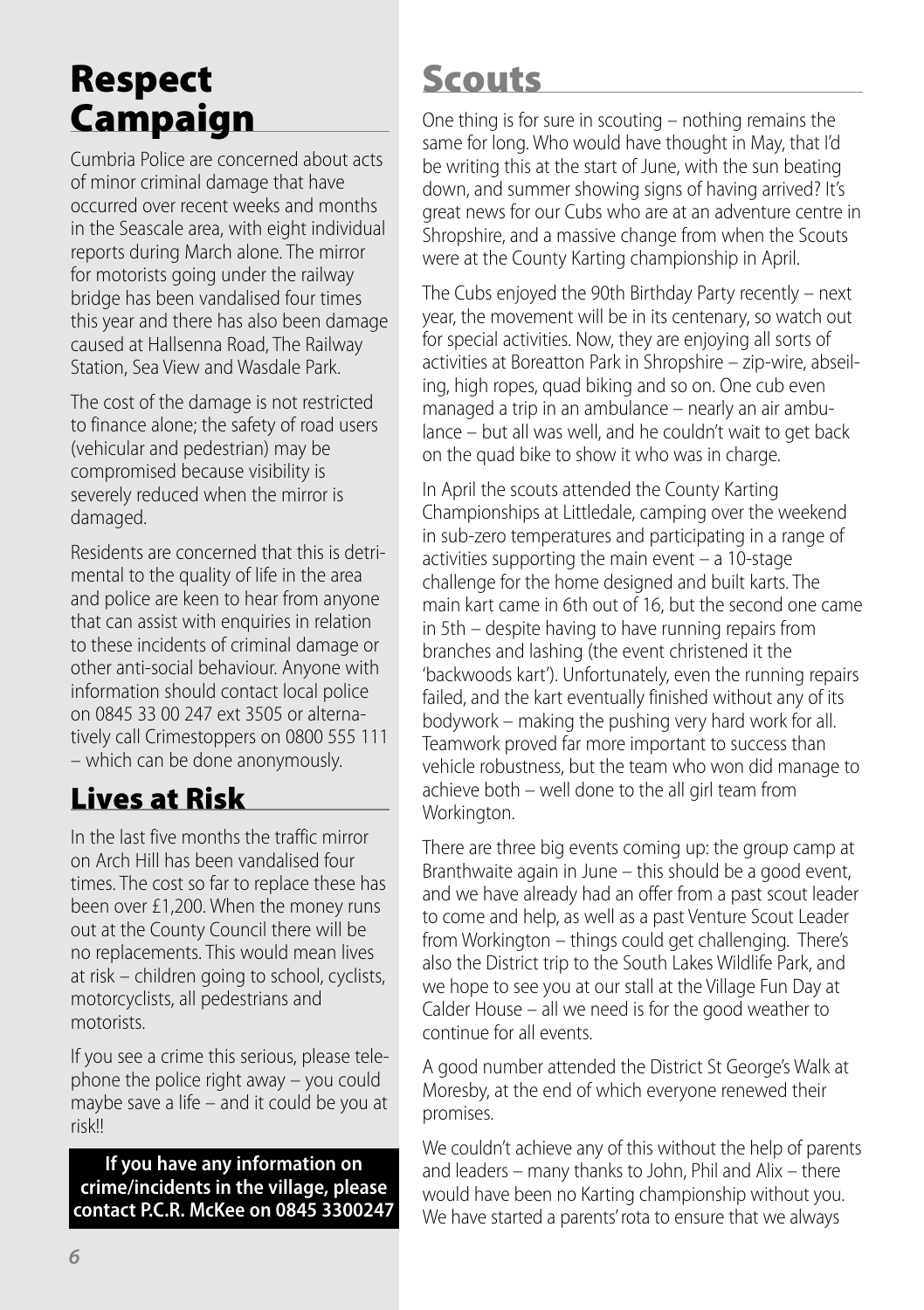## Respect Campaign

Cumbria Police are concerned about acts of minor criminal damage that have occurred over recent weeks and months in the Seascale area, with eight individual reports during March alone. The mirror for motorists going under the railway bridge has been vandalised four times this year and there has also been damage caused at Hallsenna Road, The Railway Station, Sea View and Wasdale Park.

The cost of the damage is not restricted to finance alone; the safety of road users (vehicular and pedestrian) may be compromised because visibility is severely reduced when the mirror is damaged.

Residents are concerned that this is detrimental to the quality of life in the area and police are keen to hear from anyone that can assist with enquiries in relation to these incidents of criminal damage or other anti-social behaviour. Anyone with information should contact local police on 0845 33 00 247 ext 3505 or alternatively call Crimestoppers on 0800 555 111 – which can be done anonymously.

## Lives at Risk

In the last five months the traffic mirror on Arch Hill has been vandalised four times. The cost so far to replace these has been over £1,200. When the money runs out at the County Council there will be no replacements. This would mean lives at risk – children going to school, cyclists, motorcyclists, all pedestrians and motorists.

If you see a crime this serious, please telephone the police right away – you could maybe save a life – and it could be you at risk!!

**If you have any information on crime/incidents in the village, please contact P.C.R. McKee on 0845 3300247**

## Scouts

One thing is for sure in scouting – nothing remains the same for long. Who would have thought in May, that I'd be writing this at the start of June, with the sun beating down, and summer showing signs of having arrived? It's great news for our Cubs who are at an adventure centre in Shropshire, and a massive change from when the Scouts were at the County Karting championship in April.

The Cubs enjoyed the 90th Birthday Party recently – next year, the movement will be in its centenary, so watch out for special activities. Now, they are enjoying all sorts of activities at Boreatton Park in Shropshire – zip-wire, abseiling, high ropes, quad biking and so on. One cub even managed a trip in an ambulance – nearly an air ambulance – but all was well, and he couldn't wait to get back on the quad bike to show it who was in charge.

In April the scouts attended the County Karting Championships at Littledale, camping over the weekend in sub-zero temperatures and participating in a range of activities supporting the main event – a 10-stage challenge for the home designed and built karts. The main kart came in 6th out of 16, but the second one came in 5th – despite having to have running repairs from branches and lashing (the event christened it the 'backwoods kart'). Unfortunately, even the running repairs failed, and the kart eventually finished without any of its bodywork – making the pushing very hard work for all. Teamwork proved far more important to success than vehicle robustness, but the team who won did manage to achieve both – well done to the all girl team from Workington.

There are three big events coming up: the group camp at Branthwaite again in June – this should be a good event, and we have already had an offer from a past scout leader to come and help, as well as a past Venture Scout Leader from Workington – things could get challenging. There's also the District trip to the South Lakes Wildlife Park, and we hope to see you at our stall at the Village Fun Day at Calder House – all we need is for the good weather to continue for all events.

A good number attended the District St George's Walk at Moresby, at the end of which everyone renewed their promises.

We couldn't achieve any of this without the help of parents and leaders – many thanks to John, Phil and Alix – there would have been no Karting championship without you. We have started a parents' rota to ensure that we always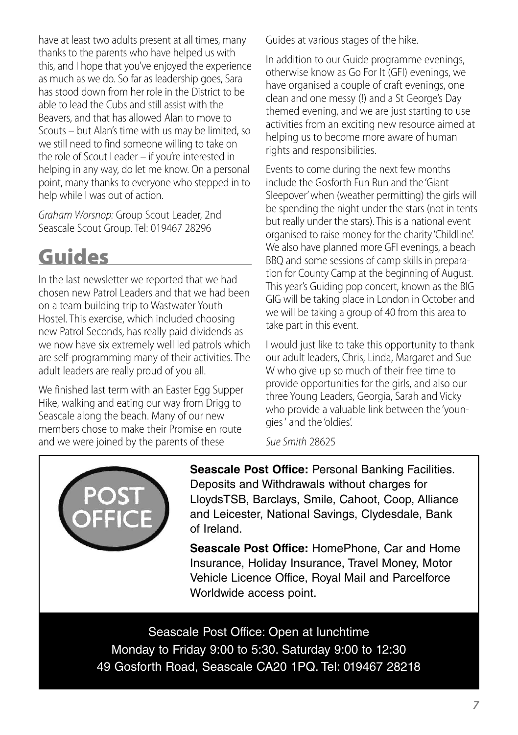have at least two adults present at all times, many thanks to the parents who have helped us with this, and I hope that you've enjoyed the experience as much as we do. So far as leadership goes, Sara has stood down from her role in the District to be able to lead the Cubs and still assist with the Beavers, and that has allowed Alan to move to Scouts – but Alan's time with us may be limited, so we still need to find someone willing to take on the role of Scout Leader – if you're interested in helping in any way, do let me know. On a personal point, many thanks to everyone who stepped in to help while I was out of action.

*Graham Worsnop:* Group Scout Leader, 2nd Seascale Scout Group. Tel: 019467 28296

# Guides

In the last newsletter we reported that we had chosen new Patrol Leaders and that we had been on a team building trip to Wastwater Youth Hostel. This exercise, which included choosing new Patrol Seconds, has really paid dividends as we now have six extremely well led patrols which are self-programming many of their activities. The adult leaders are really proud of you all.

We finished last term with an Easter Egg Supper Hike, walking and eating our way from Drigg to Seascale along the beach. Many of our new members chose to make their Promise en route and we were joined by the parents of these Guides at various stages of the hike.

In addition to our Guide programme evenings, otherwise know as Go For It (GFI) evenings, we have organised a couple of craft evenings, one clean and one messy (!) and a St George's Day themed evening, and we are just starting to use activities from an exciting new resource aimed at helping us to become more aware of human rights and responsibilities.

Events to come during the next few months include the Gosforth Fun Run and the 'Giant Sleepover' when (weather permitting) the girls will be spending the night under the stars (not in tents but really under the stars). This is a national event organised to raise money for the charity 'Childline'. We also have planned more GFI evenings, a beach BBQ and some sessions of camp skills in preparation for County Camp at the beginning of August. This year's Guiding pop concert, known as the BIG GIG will be taking place in London in October and we will be taking a group of 40 from this area to take part in this event.

I would just like to take this opportunity to thank our adult leaders, Chris, Linda, Margaret and Sue W who give up so much of their free time to provide opportunities for the girls, and also our three Young Leaders, Georgia, Sarah and Vicky who provide a valuable link between the 'youngies' and the 'oldies'.

*Sue Smith* 28625

POST OFFICE

**Seascale Post Office:** Personal Banking Facilities. Deposits and Withdrawals without charges for LloydsTSB, Barclays, Smile, Cahoot, Coop, Alliance and Leicester, National Savings, Clydesdale, Bank of Ireland.

**Seascale Post Office:** HomePhone, Car and Home Insurance, Holiday Insurance, Travel Money, Motor Vehicle Licence Office, Royal Mail and Parcelforce Worldwide access point.

Seascale Post Office: Open at lunchtime
Monday to Friday 9:00 to 5:30. Saturday 9:00 to 12:30
49 Gosforth Road, Seascale CA20 1PQ. Tel: 019467 28218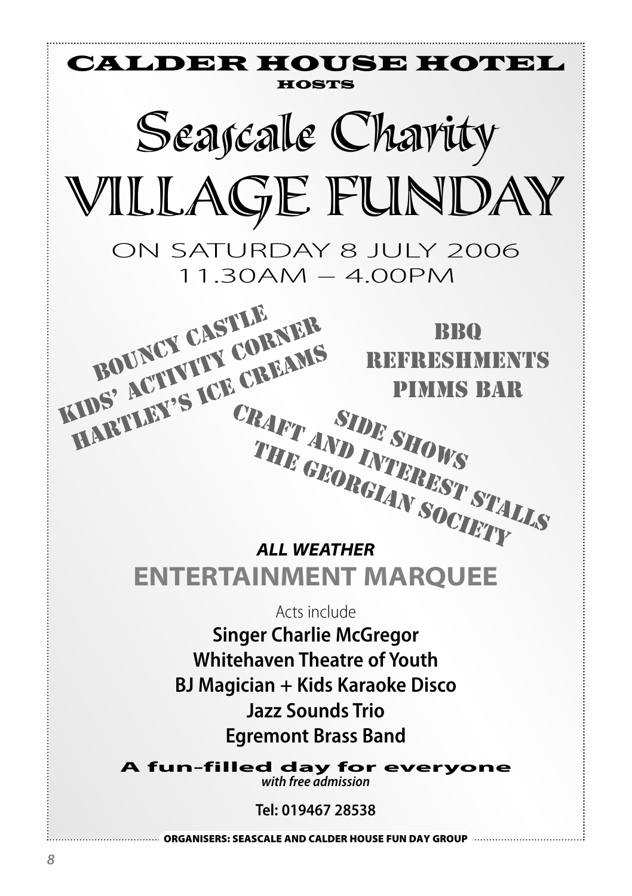# CALDER HOUSE HOTEL

HOSTS

# Seascale Charity VILLAGE FUNDAY

ON SATURDAY 8 JULY 2006
11.30AM – 4.00PM

BOUNCY CASTLE
KIDS' ACTIVITY CORNER
HARTLEY'S ICE CREAMS

BBQ
REFRESHMENTS
PIMMS BAR

CRAFT AND INTEREST STALLS
SIDE SHOWS
THE GEORGIAN SOCIETY

***ALL WEATHER***

## ENTERTAINMENT MARQUEE

Acts include

**Singer Charlie McGregor**
**Whitehaven Theatre of Youth**
**BJ Magician + Kids Karaoke Disco**
**Jazz Sounds Trio**
**Egremont Brass Band**

**A fun-filled day for everyone**
***with free admission***

**Tel: 019467 28538**

**ORGANISERS: SEASCALE AND CALDER HOUSE FUN DAY GROUP**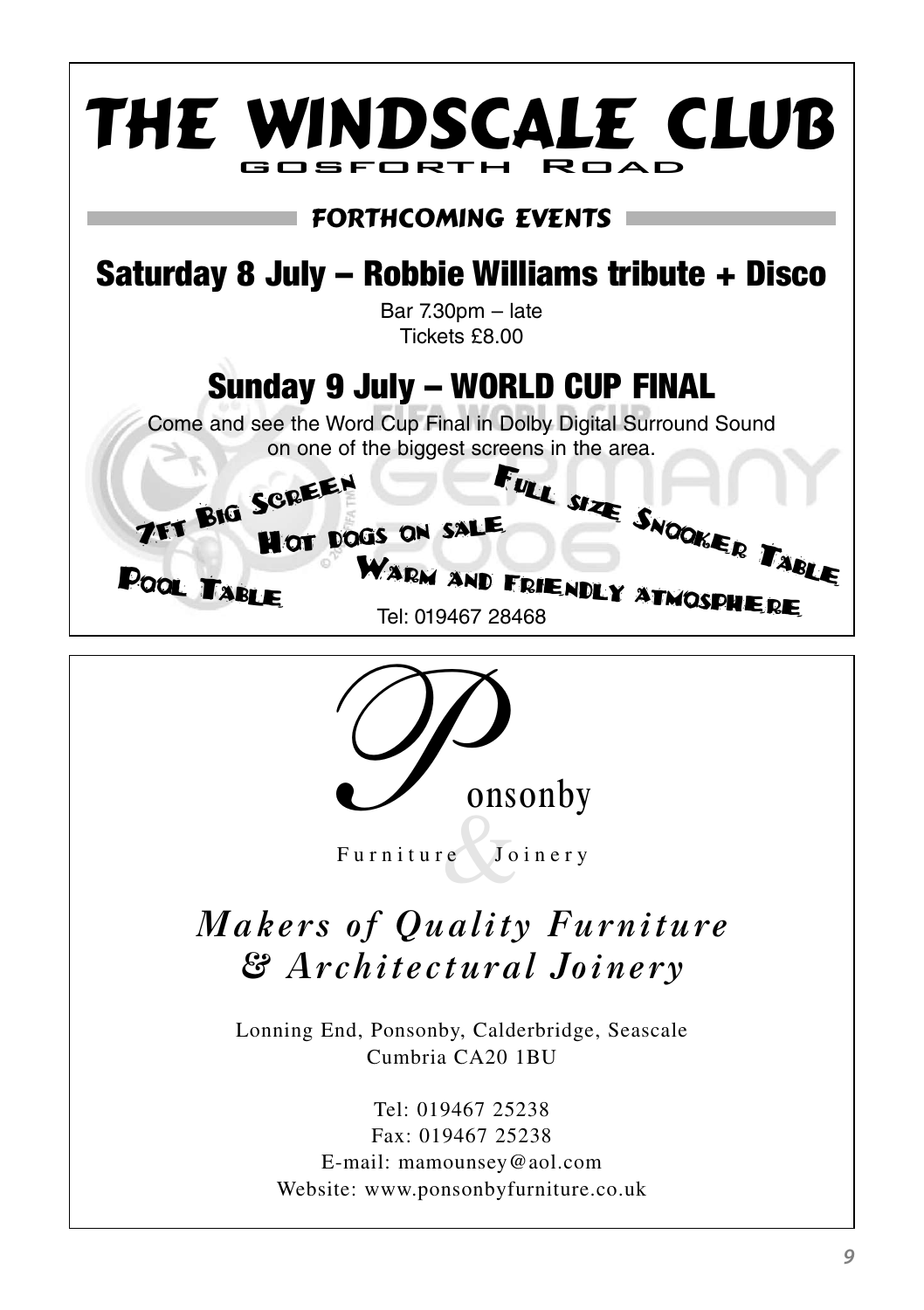# THE WINDSCALE CLUB

GOSFORTH ROAD

## FORTHCOMING EVENTS

## Saturday 8 July – Robbie Williams tribute + Disco

Bar 7.30pm – late
Tickets £8.00

## Sunday 9 July – WORLD CUP FINAL

Come and see the Word Cup Final in Dolby Digital Surround Sound on one of the biggest screens in the area.

7FT BIG SCREEN

FULL SIZE SNOOKER TABLE

HOT DOGS ON SALE

WARM AND FRIENDLY ATMOSPHERE

POOL TABLE

Tel: 019467 28468

---

# Ponsonby

Furniture & Joinery

## *Makers of Quality Furniture & Architectural Joinery*

Lonning End, Ponsonby, Calderbridge, Seascale
Cumbria CA20 1BU

Tel: 019467 25238
Fax: 019467 25238
E-mail: mamounsey@aol.com
Website: www.ponsonbyfurniture.co.uk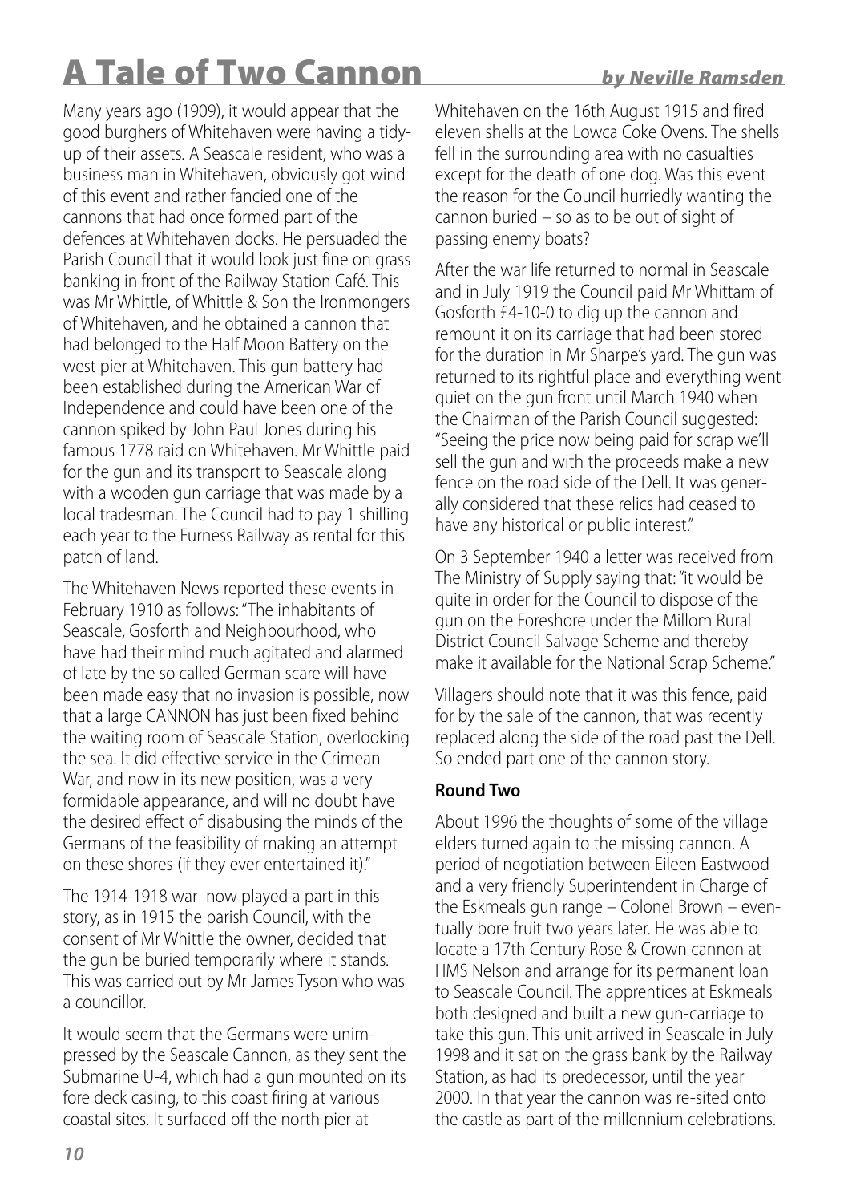# A Tale of Two Cannon

*by Neville Ramsden*

Many years ago (1909), it would appear that the good burghers of Whitehaven were having a tidy-up of their assets. A Seascale resident, who was a business man in Whitehaven, obviously got wind of this event and rather fancied one of the cannons that had once formed part of the defences at Whitehaven docks. He persuaded the Parish Council that it would look just fine on grass banking in front of the Railway Station Café. This was Mr Whittle, of Whittle & Son the Ironmongers of Whitehaven, and he obtained a cannon that had belonged to the Half Moon Battery on the west pier at Whitehaven. This gun battery had been established during the American War of Independence and could have been one of the cannon spiked by John Paul Jones during his famous 1778 raid on Whitehaven. Mr Whittle paid for the gun and its transport to Seascale along with a wooden gun carriage that was made by a local tradesman. The Council had to pay 1 shilling each year to the Furness Railway as rental for this patch of land.

The Whitehaven News reported these events in February 1910 as follows: "The inhabitants of Seascale, Gosforth and Neighbourhood, who have had their mind much agitated and alarmed of late by the so called German scare will have been made easy that no invasion is possible, now that a large CANNON has just been fixed behind the waiting room of Seascale Station, overlooking the sea. It did effective service in the Crimean War, and now in its new position, was a very formidable appearance, and will no doubt have the desired effect of disabusing the minds of the Germans of the feasibility of making an attempt on these shores (if they ever entertained it)."

The 1914-1918 war now played a part in this story, as in 1915 the parish Council, with the consent of Mr Whittle the owner, decided that the gun be buried temporarily where it stands. This was carried out by Mr James Tyson who was a councillor.

It would seem that the Germans were unimpressed by the Seascale Cannon, as they sent the Submarine U-4, which had a gun mounted on its fore deck casing, to this coast firing at various coastal sites. It surfaced off the north pier at Whitehaven on the 16th August 1915 and fired eleven shells at the Lowca Coke Ovens. The shells fell in the surrounding area with no casualties except for the death of one dog. Was this event the reason for the Council hurriedly wanting the cannon buried – so as to be out of sight of passing enemy boats?

After the war life returned to normal in Seascale and in July 1919 the Council paid Mr Whittam of Gosforth £4-10-0 to dig up the cannon and remount it on its carriage that had been stored for the duration in Mr Sharpe's yard. The gun was returned to its rightful place and everything went quiet on the gun front until March 1940 when the Chairman of the Parish Council suggested: "Seeing the price now being paid for scrap we'll sell the gun and with the proceeds make a new fence on the road side of the Dell. It was generally considered that these relics had ceased to have any historical or public interest."

On 3 September 1940 a letter was received from The Ministry of Supply saying that: "it would be quite in order for the Council to dispose of the gun on the Foreshore under the Millom Rural District Council Salvage Scheme and thereby make it available for the National Scrap Scheme."

Villagers should note that it was this fence, paid for by the sale of the cannon, that was recently replaced along the side of the road past the Dell. So ended part one of the cannon story.

**Round Two**

About 1996 the thoughts of some of the village elders turned again to the missing cannon. A period of negotiation between Eileen Eastwood and a very friendly Superintendent in Charge of the Eskmeals gun range – Colonel Brown – eventually bore fruit two years later. He was able to locate a 17th Century Rose & Crown cannon at HMS Nelson and arrange for its permanent loan to Seascale Council. The apprentices at Eskmeals both designed and built a new gun-carriage to take this gun. This unit arrived in Seascale in July 1998 and it sat on the grass bank by the Railway Station, as had its predecessor, until the year 2000. In that year the cannon was re-sited onto the castle as part of the millennium celebrations.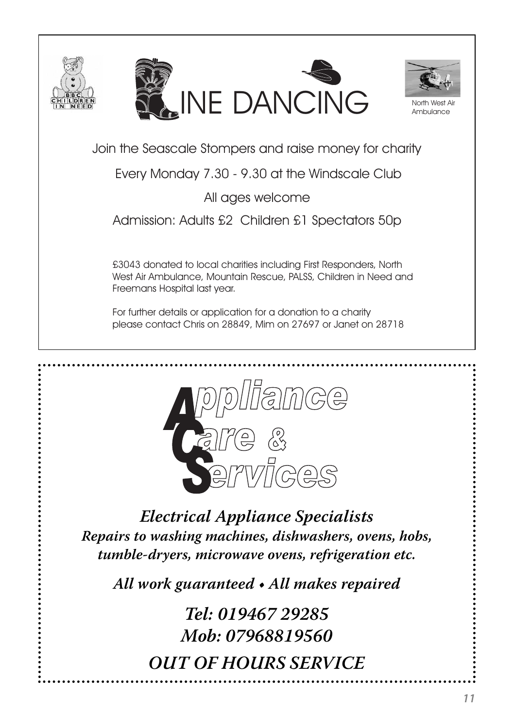# LINE DANCING

North West Air Ambulance

Join the Seascale Stompers and raise money for charity

Every Monday 7.30 - 9.30 at the Windscale Club

All ages welcome

Admission: Adults £2 Children £1 Spectators 50p

£3043 donated to local charities including First Responders, North West Air Ambulance, Mountain Rescue, PALSS, Children in Need and Freemans Hospital last year.

For further details or application for a donation to a charity please contact Chris on 28849, Mim on 27697 or Janet on 28718

---

# Appliance Care & Services

***Electrical Appliance Specialists***

***Repairs to washing machines, dishwashers, ovens, hobs, tumble-dryers, microwave ovens, refrigeration etc.***

***All work guaranteed • All makes repaired***

***Tel: 019467 29285***

***Mob: 07968819560***

***OUT OF HOURS SERVICE***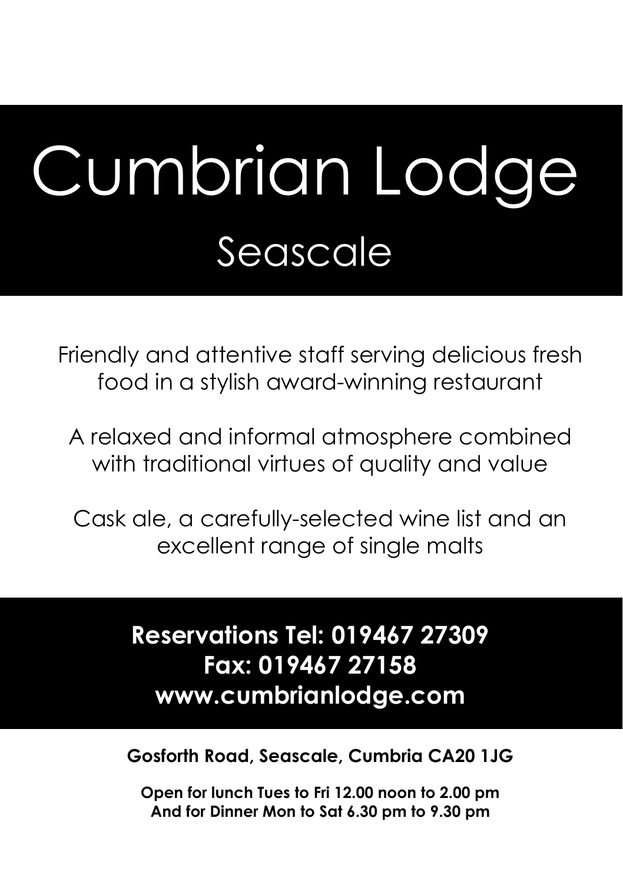# Cumbrian Lodge

## Seascale

Friendly and attentive staff serving delicious fresh food in a stylish award-winning restaurant

A relaxed and informal atmosphere combined with traditional virtues of quality and value

Cask ale, a carefully-selected wine list and an excellent range of single malts

**Reservations Tel: 019467 27309**
**Fax: 019467 27158**
**www.cumbrianlodge.com**

**Gosforth Road, Seascale, Cumbria CA20 1JG**

**Open for lunch Tues to Fri 12.00 noon to 2.00 pm**
**And for Dinner Mon to Sat 6.30 pm to 9.30 pm**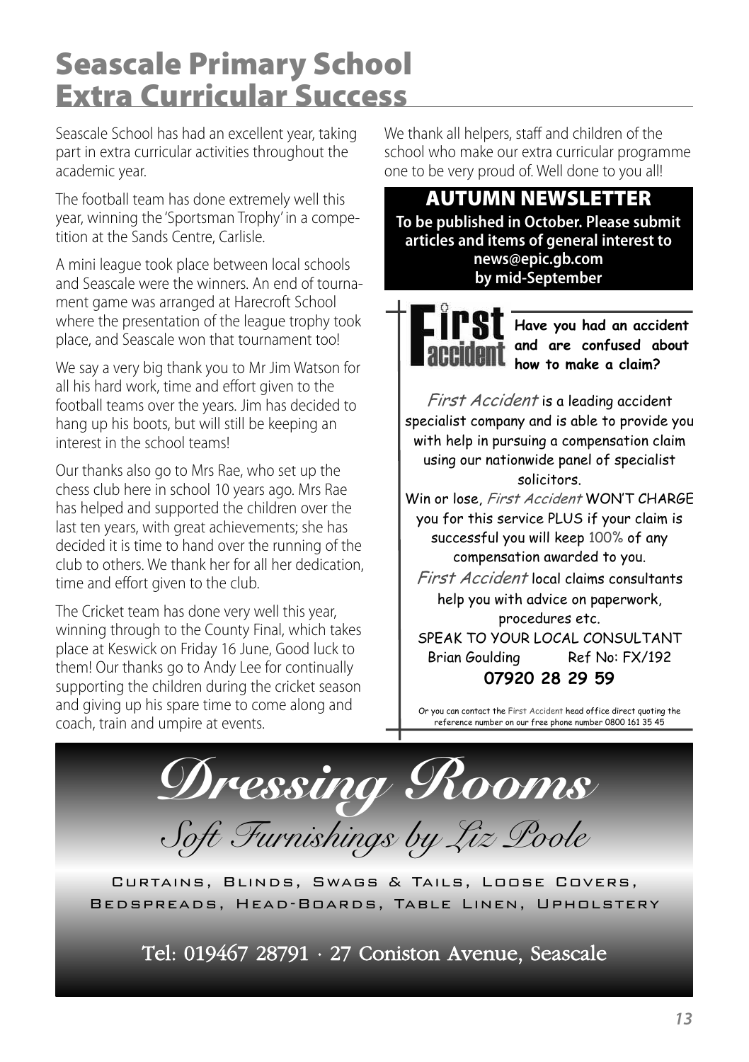# Seascale Primary School Extra Curricular Success

Seascale School has had an excellent year, taking part in extra curricular activities throughout the academic year.

The football team has done extremely well this year, winning the 'Sportsman Trophy' in a competition at the Sands Centre, Carlisle.

A mini league took place between local schools and Seascale were the winners. An end of tournament game was arranged at Harecroft School where the presentation of the league trophy took place, and Seascale won that tournament too!

We say a very big thank you to Mr Jim Watson for all his hard work, time and effort given to the football teams over the years. Jim has decided to hang up his boots, but will still be keeping an interest in the school teams!

Our thanks also go to Mrs Rae, who set up the chess club here in school 10 years ago. Mrs Rae has helped and supported the children over the last ten years, with great achievements; she has decided it is time to hand over the running of the club to others. We thank her for all her dedication, time and effort given to the club.

The Cricket team has done very well this year, winning through to the County Final, which takes place at Keswick on Friday 16 June, Good luck to them! Our thanks go to Andy Lee for continually supporting the children during the cricket season and giving up his spare time to come along and coach, train and umpire at events.

We thank all helpers, staff and children of the school who make our extra curricular programme one to be very proud of. Well done to you all!

## AUTUMN NEWSLETTER

**To be published in October. Please submit articles and items of general interest to news@epic.gb.com by mid-September**

---

**First accident**

**Have you had an accident and are confused about how to make a claim?**

*First Accident* is a leading accident specialist company and is able to provide you with help in pursuing a compensation claim using our nationwide panel of specialist solicitors.

Win or lose, *First Accident* WON'T CHARGE you for this service PLUS if your claim is successful you will keep 100% of any compensation awarded to you.

*First Accident* local claims consultants help you with advice on paperwork, procedures etc.

SPEAK TO YOUR LOCAL CONSULTANT
Brian Goulding    Ref No: FX/192

**07920 28 29 59**

Or you can contact the First Accident head office direct quoting the reference number on our free phone number 0800 161 35 45

---

*Dressing Rooms*

*Soft Furnishings by Liz Poole*

Curtains, Blinds, Swags & Tails, Loose Covers, Bedspreads, Head-Boards, Table Linen, Upholstery

Tel: 019467 28791 · 27 Coniston Avenue, Seascale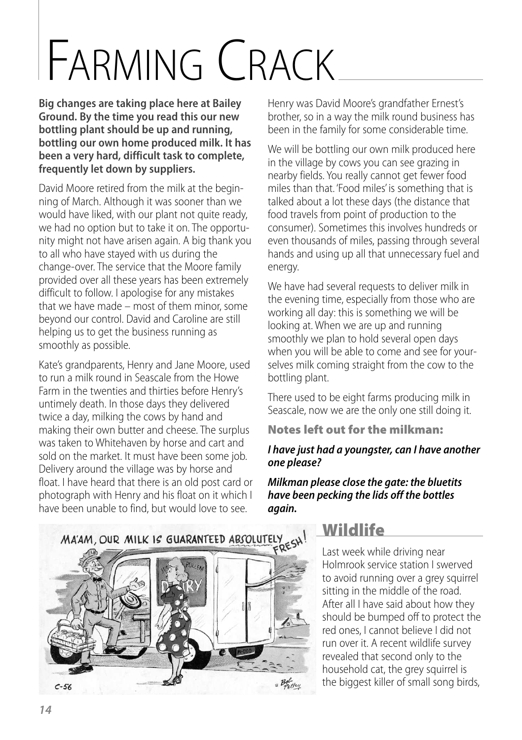# Farming Crack

**Big changes are taking place here at Bailey Ground. By the time you read this our new bottling plant should be up and running, bottling our own home produced milk. It has been a very hard, difficult task to complete, frequently let down by suppliers.**

David Moore retired from the milk at the beginning of March. Although it was sooner than we would have liked, with our plant not quite ready, we had no option but to take it on. The opportunity might not have arisen again. A big thank you to all who have stayed with us during the change-over. The service that the Moore family provided over all these years has been extremely difficult to follow. I apologise for any mistakes that we have made – most of them minor, some beyond our control. David and Caroline are still helping us to get the business running as smoothly as possible.

Kate's grandparents, Henry and Jane Moore, used to run a milk round in Seascale from the Howe Farm in the twenties and thirties before Henry's untimely death. In those days they delivered twice a day, milking the cows by hand and making their own butter and cheese. The surplus was taken to Whitehaven by horse and cart and sold on the market. It must have been some job. Delivery around the village was by horse and float. I have heard that there is an old post card or photograph with Henry and his float on it which I have been unable to find, but would love to see.

Henry was David Moore's grandfather Ernest's brother, so in a way the milk round business has been in the family for some considerable time.

We will be bottling our own milk produced here in the village by cows you can see grazing in nearby fields. You really cannot get fewer food miles than that. 'Food miles' is something that is talked about a lot these days (the distance that food travels from point of production to the consumer). Sometimes this involves hundreds or even thousands of miles, passing through several hands and using up all that unnecessary fuel and energy.

We have had several requests to deliver milk in the evening time, especially from those who are working all day: this is something we will be looking at. When we are up and running smoothly we plan to hold several open days when you will be able to come and see for yourselves milk coming straight from the cow to the bottling plant.

There used to be eight farms producing milk in Seascale, now we are the only one still doing it.

### Notes left out for the milkman:

***I have just had a youngster, can I have another one please?***

***Milkman please close the gate: the bluetits have been pecking the lids off the bottles again.***

## Wildlife

Last week while driving near Holmrook service station I swerved to avoid running over a grey squirrel sitting in the middle of the road. After all I have said about how they should be bumped off to protect the red ones, I cannot believe I did not run over it. A recent wildlife survey revealed that second only to the household cat, the grey squirrel is the biggest killer of small song birds,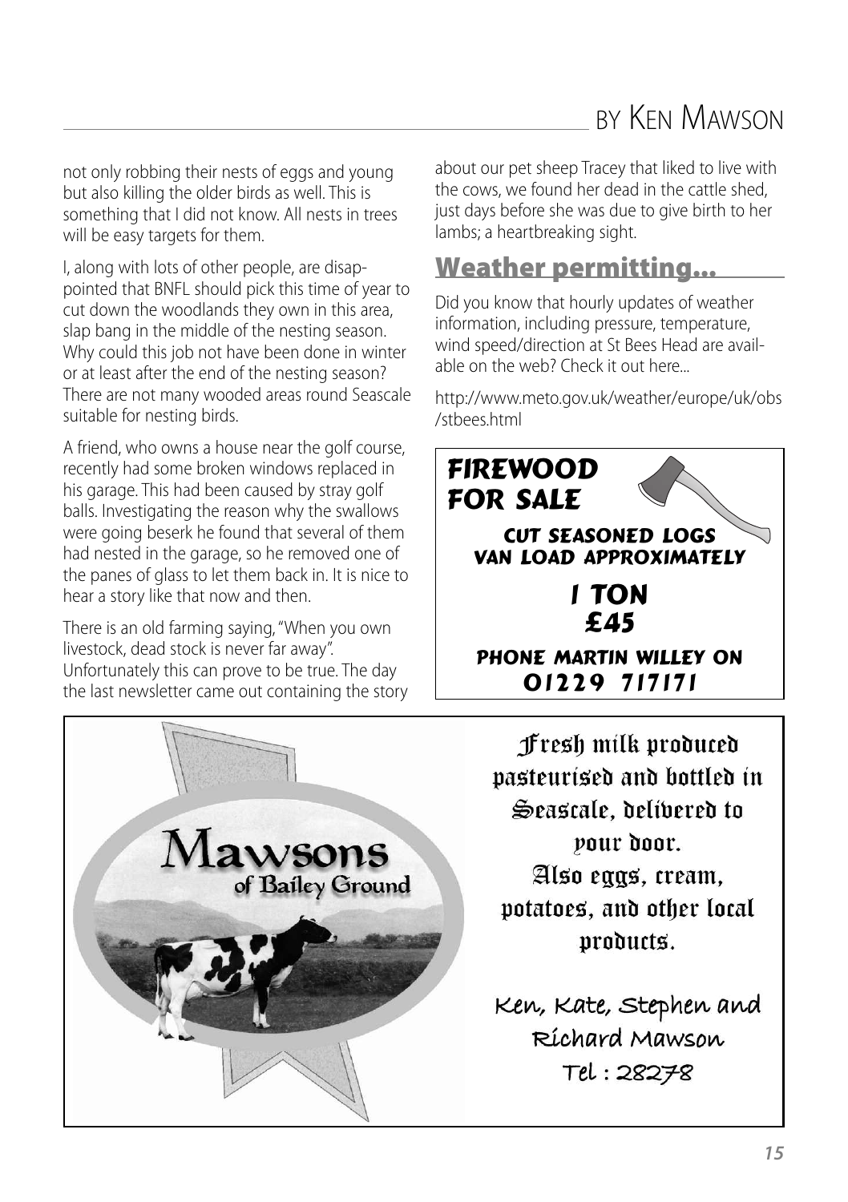not only robbing their nests of eggs and young but also killing the older birds as well. This is something that I did not know. All nests in trees will be easy targets for them.

I, along with lots of other people, are disappointed that BNFL should pick this time of year to cut down the woodlands they own in this area, slap bang in the middle of the nesting season. Why could this job not have been done in winter or at least after the end of the nesting season? There are not many wooded areas round Seascale suitable for nesting birds.

A friend, who owns a house near the golf course, recently had some broken windows replaced in his garage. This had been caused by stray golf balls. Investigating the reason why the swallows were going beserk he found that several of them had nested in the garage, so he removed one of the panes of glass to let them back in. It is nice to hear a story like that now and then.

There is an old farming saying, "When you own livestock, dead stock is never far away". Unfortunately this can prove to be true. The day the last newsletter came out containing the story about our pet sheep Tracey that liked to live with the cows, we found her dead in the cattle shed, just days before she was due to give birth to her lambs; a heartbreaking sight.

## Weather permitting...

Did you know that hourly updates of weather information, including pressure, temperature, wind speed/direction at St Bees Head are available on the web? Check it out here...

http://www.meto.gov.uk/weather/europe/uk/obs/stbees.html

**FIREWOOD FOR SALE**

**CUT SEASONED LOGS**
**VAN LOAD APPROXIMATELY**

**1 TON**
**£45**

**PHONE MARTIN WILLEY ON**
**01229 717171**

**Mawsons** of Bailey Ground

Fresh milk produced pasteurised and bottled in Seascale, delivered to your door.
Also eggs, cream, potatoes, and other local products.

Ken, Kate, Stephen and Richard Mawson
Tel : 28278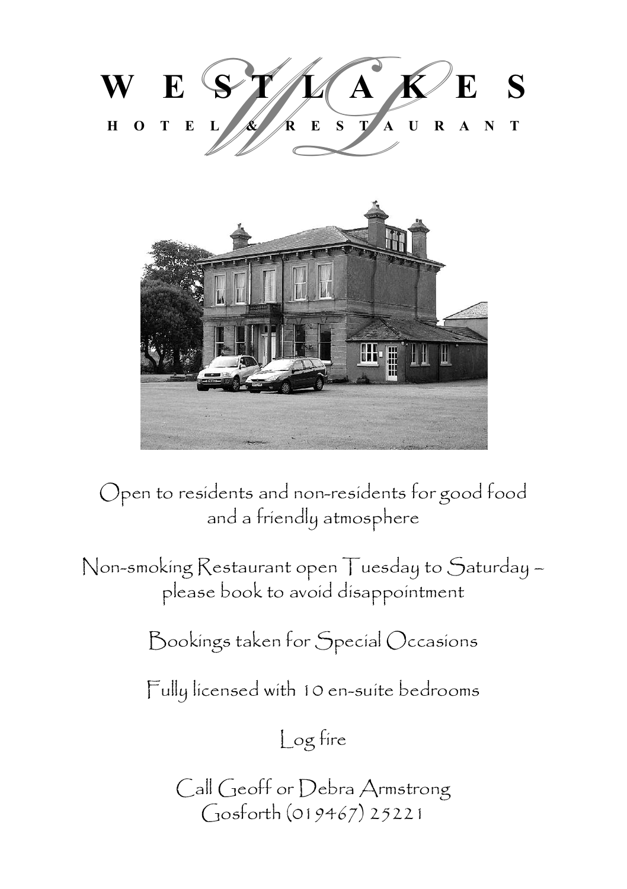# WESTLAKES

## HOTEL & RESTAURANT

Open to residents and non-residents for good food and a friendly atmosphere

Non-smoking Restaurant open Tuesday to Saturday – please book to avoid disappointment

Bookings taken for Special Occasions

Fully licensed with 10 en-suite bedrooms

Log fire

Call Geoff or Debra Armstrong
Gosforth (019467) 25221